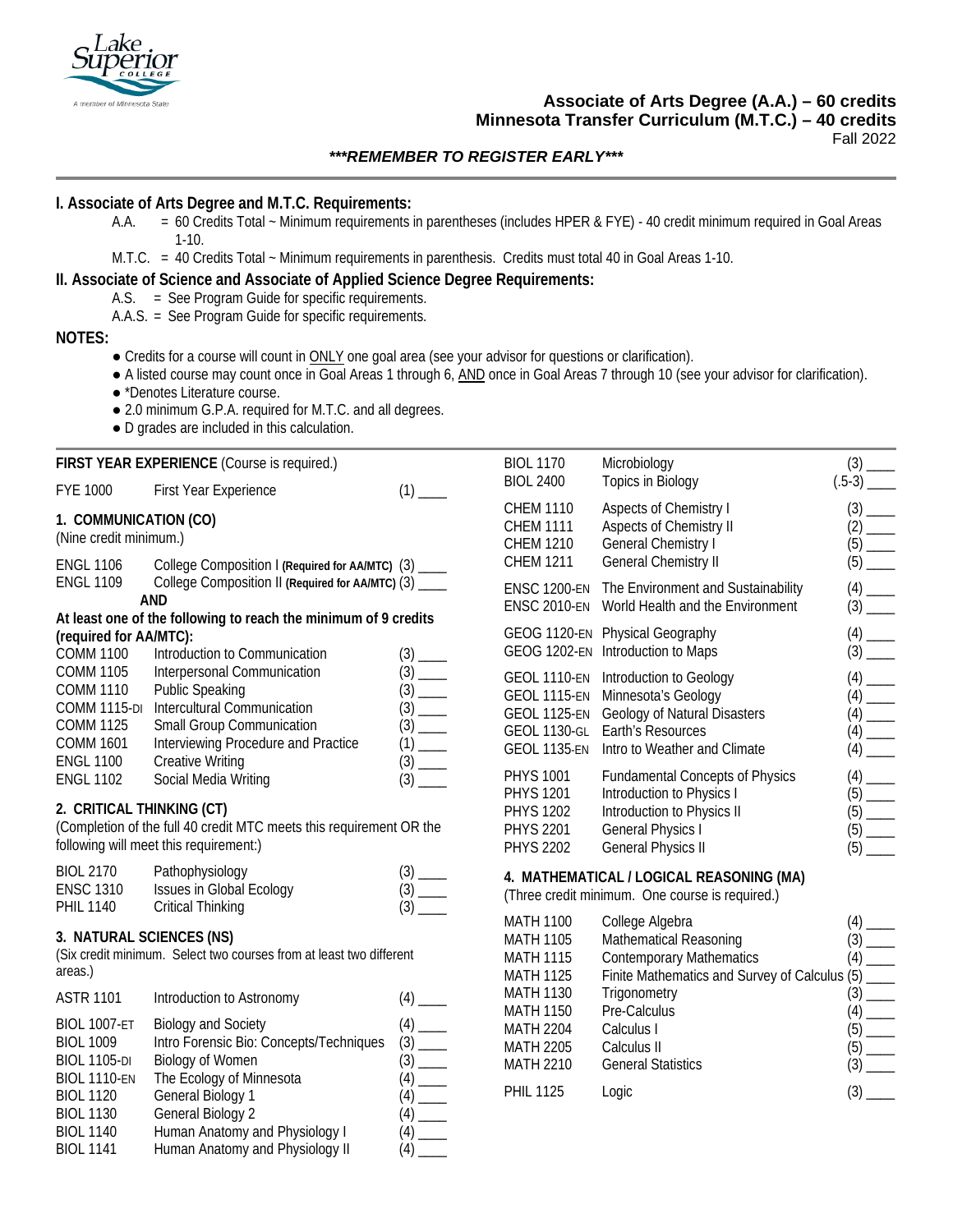**Associate of Arts Degree (A.A.) – 60 credits**
**Minnesota Transfer Curriculum (M.T.C.) – 40 credits**
Fall 2022

***\*\*\*REMEMBER TO REGISTER EARLY\*\*\****

## I. Associate of Arts Degree and M.T.C. Requirements:

A.A. = 60 Credits Total ~ Minimum requirements in parentheses (includes HPER & FYE) - 40 credit minimum required in Goal Areas 1-10.

M.T.C. = 40 Credits Total ~ Minimum requirements in parenthesis. Credits must total 40 in Goal Areas 1-10.

## II. Associate of Science and Associate of Applied Science Degree Requirements:

A.S. = See Program Guide for specific requirements.

A.A.S. = See Program Guide for specific requirements.

**NOTES:**

- Credits for a course will count in ONLY one goal area (see your advisor for questions or clarification).
- A listed course may count once in Goal Areas 1 through 6, AND once in Goal Areas 7 through 10 (see your advisor for clarification).
- *Denotes Literature course.
- 2.0 minimum G.P.A. required for M.T.C. and all degrees.
- D grades are included in this calculation.

### FIRST YEAR EXPERIENCE (Course is required.)

| | | |
|---|---|---|
| FYE 1000 | First Year Experience | (1) ____ |

### 1. COMMUNICATION (CO)

(Nine credit minimum.)

| | | |
|---|---|---|
| ENGL 1106 | College Composition I **(Required for AA/MTC)** | (3) ____ |
| ENGL 1109 | College Composition II **(Required for AA/MTC)** | (3) ____ |

**AND**

**At least one of the following to reach the minimum of 9 credits (required for AA/MTC):**

| | | |
|---|---|---|
| COMM 1100 | Introduction to Communication | (3) ____ |
| COMM 1105 | Interpersonal Communication | (3) ____ |
| COMM 1110 | Public Speaking | (3) ____ |
| COMM 1115-DI | Intercultural Communication | (3) ____ |
| COMM 1125 | Small Group Communication | (3) ____ |
| COMM 1601 | Interviewing Procedure and Practice | (1) ____ |
| ENGL 1100 | Creative Writing | (3) ____ |
| ENGL 1102 | Social Media Writing | (3) ____ |

### 2. CRITICAL THINKING (CT)

(Completion of the full 40 credit MTC meets this requirement OR the following will meet this requirement:)

| | | |
|---|---|---|
| BIOL 2170 | Pathophysiology | (3) ____ |
| ENSC 1310 | Issues in Global Ecology | (3) ____ |
| PHIL 1140 | Critical Thinking | (3) ____ |

### 3. NATURAL SCIENCES (NS)

(Six credit minimum. Select two courses from at least two different areas.)

| | | |
|---|---|---|
| ASTR 1101 | Introduction to Astronomy | (4) ____ |
| BIOL 1007-ET | Biology and Society | (4) ____ |
| BIOL 1009 | Intro Forensic Bio: Concepts/Techniques | (3) ____ |
| BIOL 1105-DI | Biology of Women | (3) ____ |
| BIOL 1110-EN | The Ecology of Minnesota | (4) ____ |
| BIOL 1120 | General Biology 1 | (4) ____ |
| BIOL 1130 | General Biology 2 | (4) ____ |
| BIOL 1140 | Human Anatomy and Physiology I | (4) ____ |
| BIOL 1141 | Human Anatomy and Physiology II | (4) ____ |
| BIOL 1170 | Microbiology | (3) ____ |
| BIOL 2400 | Topics in Biology | (.5-3) ____ |
| CHEM 1110 | Aspects of Chemistry I | (3) ____ |
| CHEM 1111 | Aspects of Chemistry II | (2) ____ |
| CHEM 1210 | General Chemistry I | (5) ____ |
| CHEM 1211 | General Chemistry II | (5) ____ |
| ENSC 1200-EN | The Environment and Sustainability | (4) ____ |
| ENSC 2010-EN | World Health and the Environment | (3) ____ |
| GEOG 1120-EN | Physical Geography | (4) ____ |
| GEOG 1202-EN | Introduction to Maps | (3) ____ |
| GEOL 1110-EN | Introduction to Geology | (4) ____ |
| GEOL 1115-EN | Minnesota's Geology | (4) ____ |
| GEOL 1125-EN | Geology of Natural Disasters | (4) ____ |
| GEOL 1130-GL | Earth's Resources | (4) ____ |
| GEOL 1135-EN | Intro to Weather and Climate | (4) ____ |
| PHYS 1001 | Fundamental Concepts of Physics | (4) ____ |
| PHYS 1201 | Introduction to Physics I | (5) ____ |
| PHYS 1202 | Introduction to Physics II | (5) ____ |
| PHYS 2201 | General Physics I | (5) ____ |
| PHYS 2202 | General Physics II | (5) ____ |

### 4. MATHEMATICAL / LOGICAL REASONING (MA)

(Three credit minimum. One course is required.)

| | | |
|---|---|---|
| MATH 1100 | College Algebra | (4) ____ |
| MATH 1105 | Mathematical Reasoning | (3) ____ |
| MATH 1115 | Contemporary Mathematics | (4) ____ |
| MATH 1125 | Finite Mathematics and Survey of Calculus | (5) ____ |
| MATH 1130 | Trigonometry | (3) ____ |
| MATH 1150 | Pre-Calculus | (4) ____ |
| MATH 2204 | Calculus I | (5) ____ |
| MATH 2205 | Calculus II | (5) ____ |
| MATH 2210 | General Statistics | (3) ____ |
| PHIL 1125 | Logic | (3) ____ |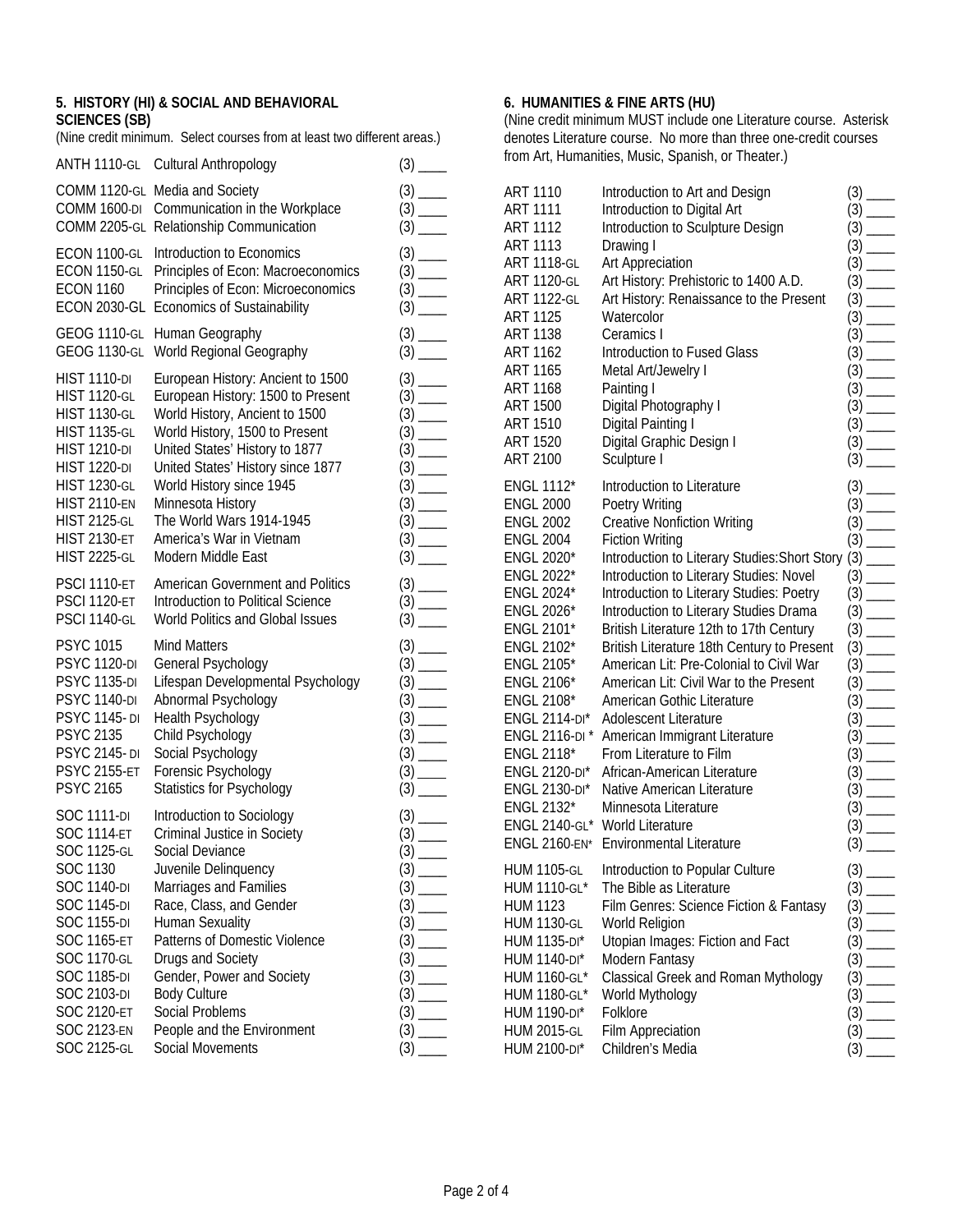**5. HISTORY (HI) & SOCIAL AND BEHAVIORAL SCIENCES (SB)**

(Nine credit minimum. Select courses from at least two different areas.)

| Course | Title | Credits |
|---|---|---|
| ANTH 1110-GL | Cultural Anthropology | (3) ____ |
| COMM 1120-GL | Media and Society | (3) ____ |
| COMM 1600-DI | Communication in the Workplace | (3) ____ |
| COMM 2205-GL | Relationship Communication | (3) ____ |
| ECON 1100-GL | Introduction to Economics | (3) ____ |
| ECON 1150-GL | Principles of Econ: Macroeconomics | (3) ____ |
| ECON 1160 | Principles of Econ: Microeconomics | (3) ____ |
| ECON 2030-GL | Economics of Sustainability | (3) ____ |
| GEOG 1110-GL | Human Geography | (3) ____ |
| GEOG 1130-GL | World Regional Geography | (3) ____ |
| HIST 1110-DI | European History: Ancient to 1500 | (3) ____ |
| HIST 1120-GL | European History: 1500 to Present | (3) ____ |
| HIST 1130-GL | World History, Ancient to 1500 | (3) ____ |
| HIST 1135-GL | World History, 1500 to Present | (3) ____ |
| HIST 1210-DI | United States' History to 1877 | (3) ____ |
| HIST 1220-DI | United States' History since 1877 | (3) ____ |
| HIST 1230-GL | World History since 1945 | (3) ____ |
| HIST 2110-EN | Minnesota History | (3) ____ |
| HIST 2125-GL | The World Wars 1914-1945 | (3) ____ |
| HIST 2130-ET | America's War in Vietnam | (3) ____ |
| HIST 2225-GL | Modern Middle East | (3) ____ |
| PSCI 1110-ET | American Government and Politics | (3) ____ |
| PSCI 1120-ET | Introduction to Political Science | (3) ____ |
| PSCI 1140-GL | World Politics and Global Issues | (3) ____ |
| PSYC 1015 | Mind Matters | (3) ____ |
| PSYC 1120-DI | General Psychology | (3) ____ |
| PSYC 1135-DI | Lifespan Developmental Psychology | (3) ____ |
| PSYC 1140-DI | Abnormal Psychology | (3) ____ |
| PSYC 1145- DI | Health Psychology | (3) ____ |
| PSYC 2135 | Child Psychology | (3) ____ |
| PSYC 2145- DI | Social Psychology | (3) ____ |
| PSYC 2155-ET | Forensic Psychology | (3) ____ |
| PSYC 2165 | Statistics for Psychology | (3) ____ |
| SOC 1111-DI | Introduction to Sociology | (3) ____ |
| SOC 1114-ET | Criminal Justice in Society | (3) ____ |
| SOC 1125-GL | Social Deviance | (3) ____ |
| SOC 1130 | Juvenile Delinquency | (3) ____ |
| SOC 1140-DI | Marriages and Families | (3) ____ |
| SOC 1145-DI | Race, Class, and Gender | (3) ____ |
| SOC 1155-DI | Human Sexuality | (3) ____ |
| SOC 1165-ET | Patterns of Domestic Violence | (3) ____ |
| SOC 1170-GL | Drugs and Society | (3) ____ |
| SOC 1185-DI | Gender, Power and Society | (3) ____ |
| SOC 2103-DI | Body Culture | (3) ____ |
| SOC 2120-ET | Social Problems | (3) ____ |
| SOC 2123-EN | People and the Environment | (3) ____ |
| SOC 2125-GL | Social Movements | (3) ____ |

**6. HUMANITIES & FINE ARTS (HU)**

(Nine credit minimum MUST include one Literature course. Asterisk denotes Literature course. No more than three one-credit courses from Art, Humanities, Music, Spanish, or Theater.)

| Course | Title | Credits |
|---|---|---|
| ART 1110 | Introduction to Art and Design | (3) ____ |
| ART 1111 | Introduction to Digital Art | (3) ____ |
| ART 1112 | Introduction to Sculpture Design | (3) ____ |
| ART 1113 | Drawing I | (3) ____ |
| ART 1118-GL | Art Appreciation | (3) ____ |
| ART 1120-GL | Art History: Prehistoric to 1400 A.D. | (3) ____ |
| ART 1122-GL | Art History: Renaissance to the Present | (3) ____ |
| ART 1125 | Watercolor | (3) ____ |
| ART 1138 | Ceramics I | (3) ____ |
| ART 1162 | Introduction to Fused Glass | (3) ____ |
| ART 1165 | Metal Art/Jewelry I | (3) ____ |
| ART 1168 | Painting I | (3) ____ |
| ART 1500 | Digital Photography I | (3) ____ |
| ART 1510 | Digital Painting I | (3) ____ |
| ART 1520 | Digital Graphic Design I | (3) ____ |
| ART 2100 | Sculpture I | (3) ____ |
| ENGL 1112* | Introduction to Literature | (3) ____ |
| ENGL 2000 | Poetry Writing | (3) ____ |
| ENGL 2002 | Creative Nonfiction Writing | (3) ____ |
| ENGL 2004 | Fiction Writing | (3) ____ |
| ENGL 2020* | Introduction to Literary Studies:Short Story | (3) ____ |
| ENGL 2022* | Introduction to Literary Studies: Novel | (3) ____ |
| ENGL 2024* | Introduction to Literary Studies: Poetry | (3) ____ |
| ENGL 2026* | Introduction to Literary Studies Drama | (3) ____ |
| ENGL 2101* | British Literature 12th to 17th Century | (3) ____ |
| ENGL 2102* | British Literature 18th Century to Present | (3) ____ |
| ENGL 2105* | American Lit: Pre-Colonial to Civil War | (3) ____ |
| ENGL 2106* | American Lit: Civil War to the Present | (3) ____ |
| ENGL 2108* | American Gothic Literature | (3) ____ |
| ENGL 2114-DI* | Adolescent Literature | (3) ____ |
| ENGL 2116-DI * | American Immigrant Literature | (3) ____ |
| ENGL 2118* | From Literature to Film | (3) ____ |
| ENGL 2120-DI* | African-American Literature | (3) ____ |
| ENGL 2130-DI* | Native American Literature | (3) ____ |
| ENGL 2132* | Minnesota Literature | (3) ____ |
| ENGL 2140-GL* | World Literature | (3) ____ |
| ENGL 2160-EN* | Environmental Literature | (3) ____ |
| HUM 1105-GL | Introduction to Popular Culture | (3) ____ |
| HUM 1110-GL* | The Bible as Literature | (3) ____ |
| HUM 1123 | Film Genres: Science Fiction & Fantasy | (3) ____ |
| HUM 1130-GL | World Religion | (3) ____ |
| HUM 1135-DI* | Utopian Images: Fiction and Fact | (3) ____ |
| HUM 1140-DI* | Modern Fantasy | (3) ____ |
| HUM 1160-GL* | Classical Greek and Roman Mythology | (3) ____ |
| HUM 1180-GL* | World Mythology | (3) ____ |
| HUM 1190-DI* | Folklore | (3) ____ |
| HUM 2015-GL | Film Appreciation | (3) ____ |
| HUM 2100-DI* | Children's Media | (3) ____ |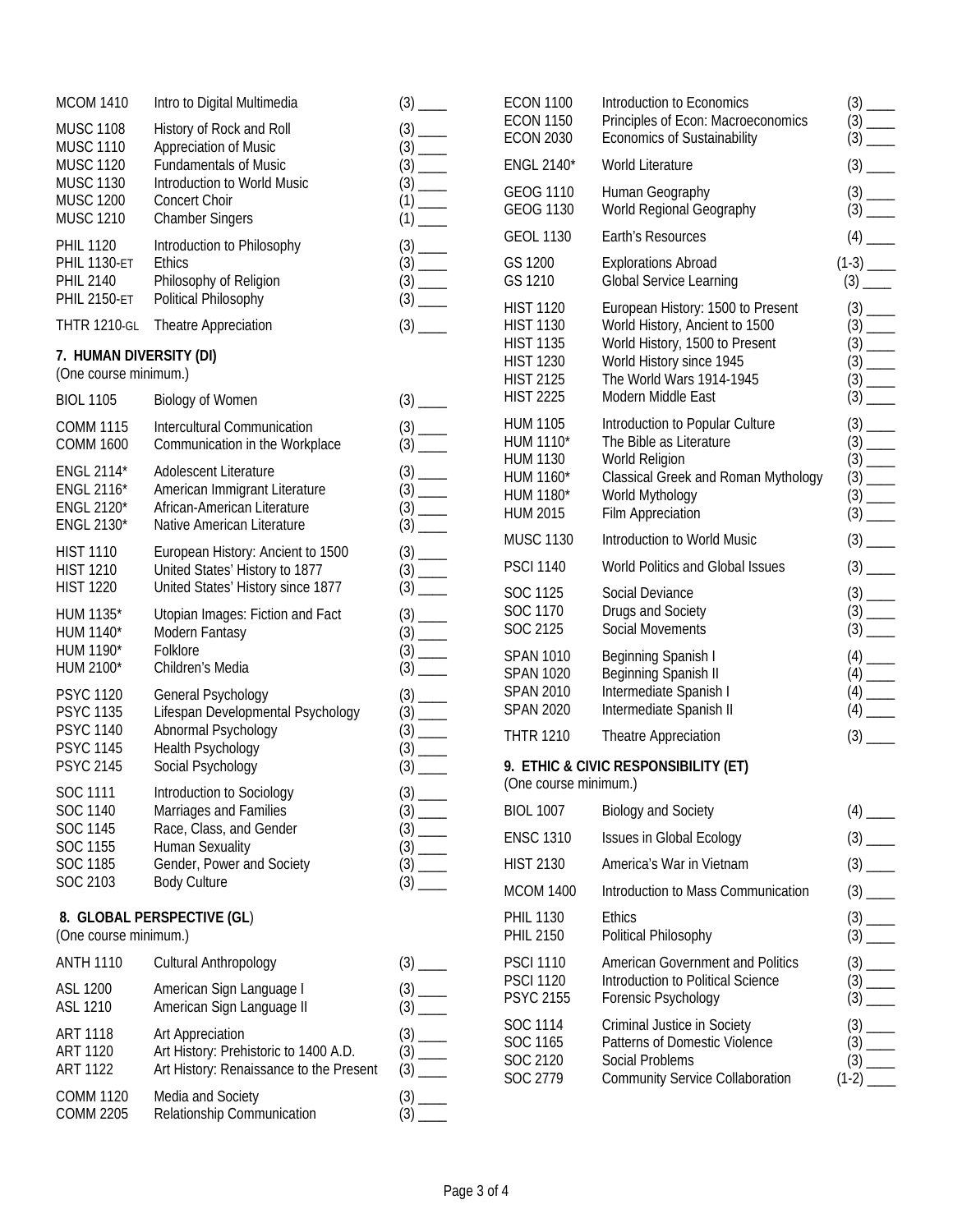| | | |
|---|---|---|
| MCOM 1410 | Intro to Digital Multimedia | (3) ____ |
| MUSC 1108 | History of Rock and Roll | (3) ____ |
| MUSC 1110 | Appreciation of Music | (3) ____ |
| MUSC 1120 | Fundamentals of Music | (3) ____ |
| MUSC 1130 | Introduction to World Music | (3) ____ |
| MUSC 1200 | Concert Choir | (1) ____ |
| MUSC 1210 | Chamber Singers | (1) ____ |
| PHIL 1120 | Introduction to Philosophy | (3) ____ |
| PHIL 1130-ET | Ethics | (3) ____ |
| PHIL 2140 | Philosophy of Religion | (3) ____ |
| PHIL 2150-ET | Political Philosophy | (3) ____ |
| THTR 1210-GL | Theatre Appreciation | (3) ____ |

### 7. HUMAN DIVERSITY (DI)

(One course minimum.)

| | | |
|---|---|---|
| BIOL 1105 | Biology of Women | (3) ____ |
| COMM 1115 | Intercultural Communication | (3) ____ |
| COMM 1600 | Communication in the Workplace | (3) ____ |
| ENGL 2114* | Adolescent Literature | (3) ____ |
| ENGL 2116* | American Immigrant Literature | (3) ____ |
| ENGL 2120* | African-American Literature | (3) ____ |
| ENGL 2130* | Native American Literature | (3) ____ |
| HIST 1110 | European History: Ancient to 1500 | (3) ____ |
| HIST 1210 | United States' History to 1877 | (3) ____ |
| HIST 1220 | United States' History since 1877 | (3) ____ |
| HUM 1135* | Utopian Images: Fiction and Fact | (3) ____ |
| HUM 1140* | Modern Fantasy | (3) ____ |
| HUM 1190* | Folklore | (3) ____ |
| HUM 2100* | Children's Media | (3) ____ |
| PSYC 1120 | General Psychology | (3) ____ |
| PSYC 1135 | Lifespan Developmental Psychology | (3) ____ |
| PSYC 1140 | Abnormal Psychology | (3) ____ |
| PSYC 1145 | Health Psychology | (3) ____ |
| PSYC 2145 | Social Psychology | (3) ____ |
| SOC 1111 | Introduction to Sociology | (3) ____ |
| SOC 1140 | Marriages and Families | (3) ____ |
| SOC 1145 | Race, Class, and Gender | (3) ____ |
| SOC 1155 | Human Sexuality | (3) ____ |
| SOC 1185 | Gender, Power and Society | (3) ____ |
| SOC 2103 | Body Culture | (3) ____ |

### 8. GLOBAL PERSPECTIVE (GL)

(One course minimum.)

| | | |
|---|---|---|
| ANTH 1110 | Cultural Anthropology | (3) ____ |
| ASL 1200 | American Sign Language I | (3) ____ |
| ASL 1210 | American Sign Language II | (3) ____ |
| ART 1118 | Art Appreciation | (3) ____ |
| ART 1120 | Art History: Prehistoric to 1400 A.D. | (3) ____ |
| ART 1122 | Art History: Renaissance to the Present | (3) ____ |
| COMM 1120 | Media and Society | (3) ____ |
| COMM 2205 | Relationship Communication | (3) ____ |
| ECON 1100 | Introduction to Economics | (3) ____ |
| ECON 1150 | Principles of Econ: Macroeconomics | (3) ____ |
| ECON 2030 | Economics of Sustainability | (3) ____ |
| ENGL 2140* | World Literature | (3) ____ |
| GEOG 1110 | Human Geography | (3) ____ |
| GEOG 1130 | World Regional Geography | (3) ____ |
| GEOL 1130 | Earth's Resources | (4) ____ |
| GS 1200 | Explorations Abroad | (1-3) ____ |
| GS 1210 | Global Service Learning | (3) ____ |
| HIST 1120 | European History: 1500 to Present | (3) ____ |
| HIST 1130 | World History, Ancient to 1500 | (3) ____ |
| HIST 1135 | World History, 1500 to Present | (3) ____ |
| HIST 1230 | World History since 1945 | (3) ____ |
| HIST 2125 | The World Wars 1914-1945 | (3) ____ |
| HIST 2225 | Modern Middle East | (3) ____ |
| HUM 1105 | Introduction to Popular Culture | (3) ____ |
| HUM 1110* | The Bible as Literature | (3) ____ |
| HUM 1130 | World Religion | (3) ____ |
| HUM 1160* | Classical Greek and Roman Mythology | (3) ____ |
| HUM 1180* | World Mythology | (3) ____ |
| HUM 2015 | Film Appreciation | (3) ____ |
| MUSC 1130 | Introduction to World Music | (3) ____ |
| PSCI 1140 | World Politics and Global Issues | (3) ____ |
| SOC 1125 | Social Deviance | (3) ____ |
| SOC 1170 | Drugs and Society | (3) ____ |
| SOC 2125 | Social Movements | (3) ____ |
| SPAN 1010 | Beginning Spanish I | (4) ____ |
| SPAN 1020 | Beginning Spanish II | (4) ____ |
| SPAN 2010 | Intermediate Spanish I | (4) ____ |
| SPAN 2020 | Intermediate Spanish II | (4) ____ |
| THTR 1210 | Theatre Appreciation | (3) ____ |

### 9. ETHIC & CIVIC RESPONSIBILITY (ET)

(One course minimum.)

| | | |
|---|---|---|
| BIOL 1007 | Biology and Society | (4) ____ |
| ENSC 1310 | Issues in Global Ecology | (3) ____ |
| HIST 2130 | America's War in Vietnam | (3) ____ |
| MCOM 1400 | Introduction to Mass Communication | (3) ____ |
| PHIL 1130 | Ethics | (3) ____ |
| PHIL 2150 | Political Philosophy | (3) ____ |
| PSCI 1110 | American Government and Politics | (3) ____ |
| PSCI 1120 | Introduction to Political Science | (3) ____ |
| PSYC 2155 | Forensic Psychology | (3) ____ |
| SOC 1114 | Criminal Justice in Society | (3) ____ |
| SOC 1165 | Patterns of Domestic Violence | (3) ____ |
| SOC 2120 | Social Problems | (3) ____ |
| SOC 2779 | Community Service Collaboration | (1-2) ____ |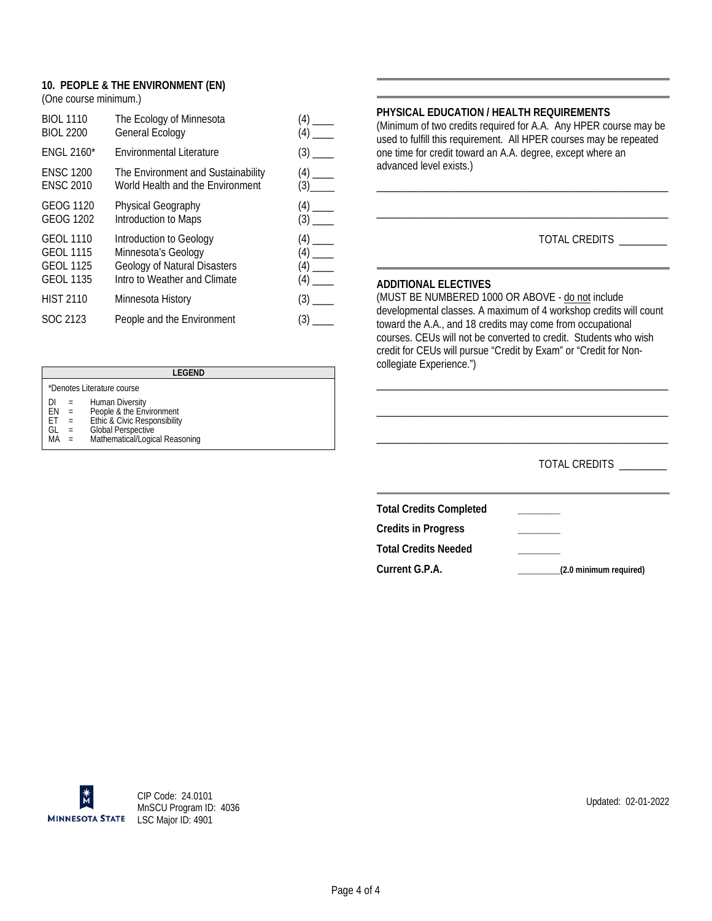### 10. PEOPLE & THE ENVIRONMENT (EN)

(One course minimum.)

| | | |
|---|---|---|
| BIOL 1110 | The Ecology of Minnesota | (4) ____ |
| BIOL 2200 | General Ecology | (4) ____ |
| ENGL 2160* | Environmental Literature | (3) ____ |
| ENSC 1200 | The Environment and Sustainability | (4) ____ |
| ENSC 2010 | World Health and the Environment | (3) ____ |
| GEOG 1120 | Physical Geography | (4) ____ |
| GEOG 1202 | Introduction to Maps | (3) ____ |
| GEOL 1110 | Introduction to Geology | (4) ____ |
| GEOL 1115 | Minnesota's Geology | (4) ____ |
| GEOL 1125 | Geology of Natural Disasters | (4) ____ |
| GEOL 1135 | Intro to Weather and Climate | (4) ____ |
| HIST 2110 | Minnesota History | (3) ____ |
| SOC 2123 | People and the Environment | (3) ____ |

| LEGEND | | |
|---|---|---|
| *Denotes Literature course | | |
| DI | = | Human Diversity |
| EN | = | People & the Environment |
| ET | = | Ethic & Civic Responsibility |
| GL | = | Global Perspective |
| MA | = | Mathematical/Logical Reasoning |

### PHYSICAL EDUCATION / HEALTH REQUIREMENTS

(Minimum of two credits required for A.A. Any HPER course may be used to fulfill this requirement. All HPER courses may be repeated one time for credit toward an A.A. degree, except where an advanced level exists.)

______________________________________________________

______________________________________________________

TOTAL CREDITS ________

### ADDITIONAL ELECTIVES

(MUST BE NUMBERED 1000 OR ABOVE - do not include developmental classes. A maximum of 4 workshop credits will count toward the A.A., and 18 credits may come from occupational courses. CEUs will not be converted to credit. Students who wish credit for CEUs will pursue "Credit by Exam" or "Credit for Non-collegiate Experience.")

______________________________________________________

______________________________________________________

______________________________________________________

TOTAL CREDITS ________

**Total Credits Completed** ________

**Credits in Progress** ________

**Total Credits Needed** ________

**Current G.P.A.** ________**(2.0 minimum required)**

MINNESOTA STATE

CIP Code: 24.0101
MnSCU Program ID: 4036
LSC Major ID: 4901

Updated: 02-01-2022